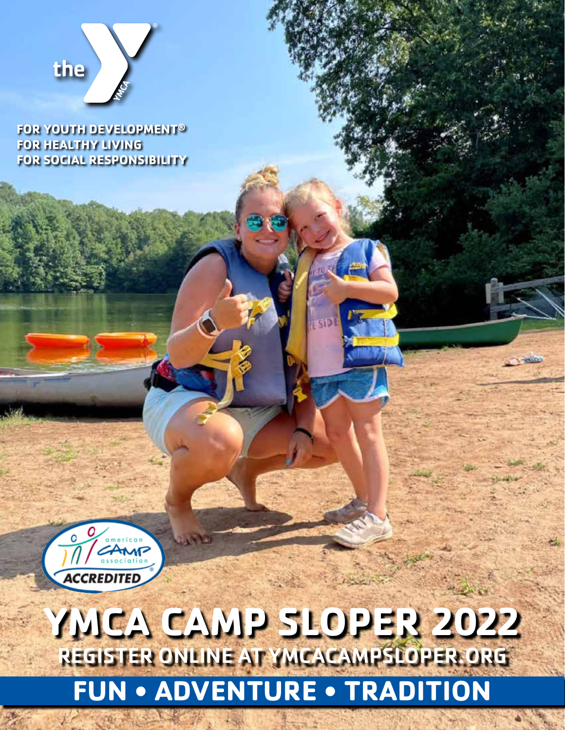the YMCA

FOR YOUTH DEVELOPMENT®
FOR HEALTHY LIVING
FOR SOCIAL RESPONSIBILITY

american CAMP association ACCREDITED

# YMCA CAMP SLOPER 2022

## REGISTER ONLINE AT YMCACAMPSLOPER.ORG

## FUN • ADVENTURE • TRADITION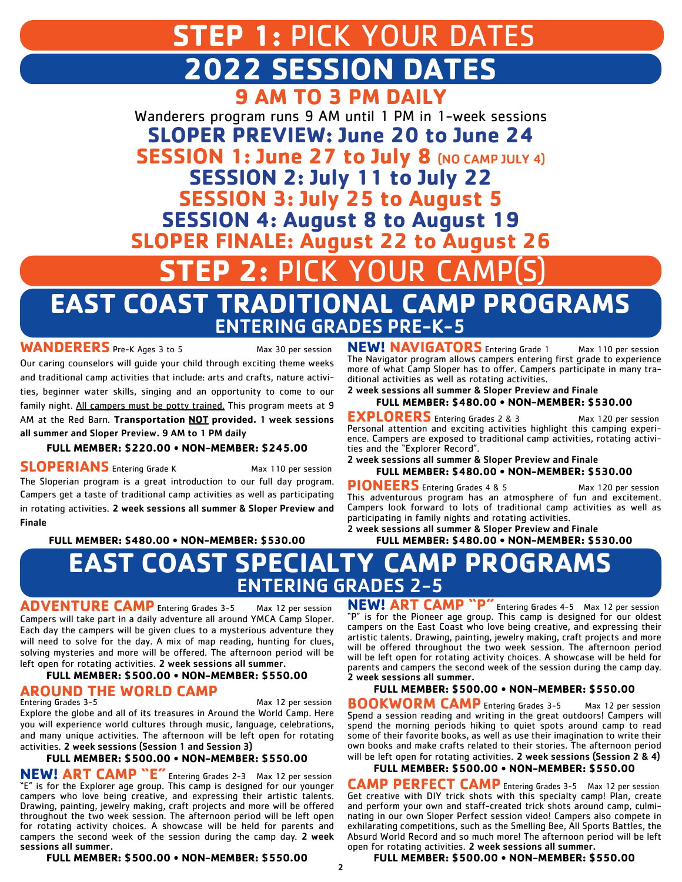# STEP 1: PICK YOUR DATES

# 2022 SESSION DATES

## 9 AM TO 3 PM DAILY

Wanderers program runs 9 AM until 1 PM in 1-week sessions

**SLOPER PREVIEW: June 20 to June 24**

**SESSION 1: June 27 to July 8** (NO CAMP JULY 4)

**SESSION 2: July 11 to July 22**

**SESSION 3: July 25 to August 5**

**SESSION 4: August 8 to August 19**

**SLOPER FINALE: August 22 to August 26**

# STEP 2: PICK YOUR CAMP(S)

# EAST COAST TRADITIONAL CAMP PROGRAMS

## ENTERING GRADES PRE-K-5

### WANDERERS Pre-K Ages 3 to 5 — Max 30 per session

Our caring counselors will guide your child through exciting theme weeks and traditional camp activities that include: arts and crafts, nature activities, beginner water skills, singing and an opportunity to come to our family night. All campers must be potty trained. This program meets at 9 AM at the Red Barn. **Transportation NOT provided. 1 week sessions all summer and Sloper Preview. 9 AM to 1 PM daily**

**FULL MEMBER: $220.00 • NON-MEMBER: $245.00**

### SLOPERIANS Entering Grade K — Max 110 per session

The Sloperian program is a great introduction to our full day program. Campers get a taste of traditional camp activities as well as participating in rotating activities. **2 week sessions all summer & Sloper Preview and Finale**

**FULL MEMBER: $480.00 • NON-MEMBER: $530.00**

### NEW! NAVIGATORS Entering Grade 1 — Max 110 per session

The Navigator program allows campers entering first grade to experience more of what Camp Sloper has to offer. Campers participate in many traditional activities as well as rotating activities.

**2 week sessions all summer & Sloper Preview and Finale**

**FULL MEMBER: $480.00 • NON-MEMBER: $530.00**

### EXPLORERS Entering Grades 2 & 3 — Max 120 per session

Personal attention and exciting activities highlight this camping experience. Campers are exposed to traditional camp activities, rotating activities and the "Explorer Record".

**2 week sessions all summer & Sloper Preview and Finale**

**FULL MEMBER: $480.00 • NON-MEMBER: $530.00**

### PIONEERS Entering Grades 4 & 5 — Max 120 per session

This adventurous program has an atmosphere of fun and excitement. Campers look forward to lots of traditional camp activities as well as participating in family nights and rotating activities.

**2 week sessions all summer & Sloper Preview and Finale**

**FULL MEMBER: $480.00 • NON-MEMBER: $530.00**

# EAST COAST SPECIALTY CAMP PROGRAMS

## ENTERING GRADES 2-5

### ADVENTURE CAMP Entering Grades 3-5 — Max 12 per session

Campers will take part in a daily adventure all around YMCA Camp Sloper. Each day the campers will be given clues to a mysterious adventure they will need to solve for the day. A mix of map reading, hunting for clues, solving mysteries and more will be offered. The afternoon period will be left open for rotating activities. **2 week sessions all summer.**

**FULL MEMBER: $500.00 • NON-MEMBER: $550.00**

### AROUND THE WORLD CAMP Entering Grades 3-5 — Max 12 per session

Explore the globe and all of its treasures in Around the World Camp. Here you will experience world cultures through music, language, celebrations, and many unique activities. The afternoon will be left open for rotating activities. **2 week sessions (Session 1 and Session 3)**

**FULL MEMBER: $500.00 • NON-MEMBER: $550.00**

### NEW! ART CAMP "E" Entering Grades 2-3 — Max 12 per session

"E" is for the Explorer age group. This camp is designed for our younger campers who love being creative, and expressing their artistic talents. Drawing, painting, jewelry making, craft projects and more will be offered throughout the two week session. The afternoon period will be left open for rotating activity choices. A showcase will be held for parents and campers the second week of the session during the camp day. **2 week sessions all summer.**

**FULL MEMBER: $500.00 • NON-MEMBER: $550.00**

### NEW! ART CAMP "P" Entering Grades 4-5 — Max 12 per session

"P" is for the Pioneer age group. This camp is designed for our oldest campers on the East Coast who love being creative, and expressing their artistic talents. Drawing, painting, jewelry making, craft projects and more will be offered throughout the two week session. The afternoon period will be left open for rotating activity choices. A showcase will be held for parents and campers the second week of the session during the camp day. **2 week sessions all summer.**

**FULL MEMBER: $500.00 • NON-MEMBER: $550.00**

### BOOKWORM CAMP Entering Grades 3-5 — Max 12 per session

Spend a session reading and writing in the great outdoors! Campers will spend the morning periods hiking to quiet spots around camp to read some of their favorite books, as well as use their imagination to write their own books and make crafts related to their stories. The afternoon period will be left open for rotating activities. **2 week sessions (Session 2 & 4)**

**FULL MEMBER: $500.00 • NON-MEMBER: $550.00**

### CAMP PERFECT CAMP Entering Grades 3-5 — Max 12 per session

Get creative with DIY trick shots with this specialty camp! Plan, create and perform your own and staff-created trick shots around camp, culminating in our own Sloper Perfect session video! Campers also compete in exhilarating competitions, such as the Smelling Bee, All Sports Battles, the Absurd World Record and so much more! The afternoon period will be left open for rotating activities. **2 week sessions all summer.**

**FULL MEMBER: $500.00 • NON-MEMBER: $550.00**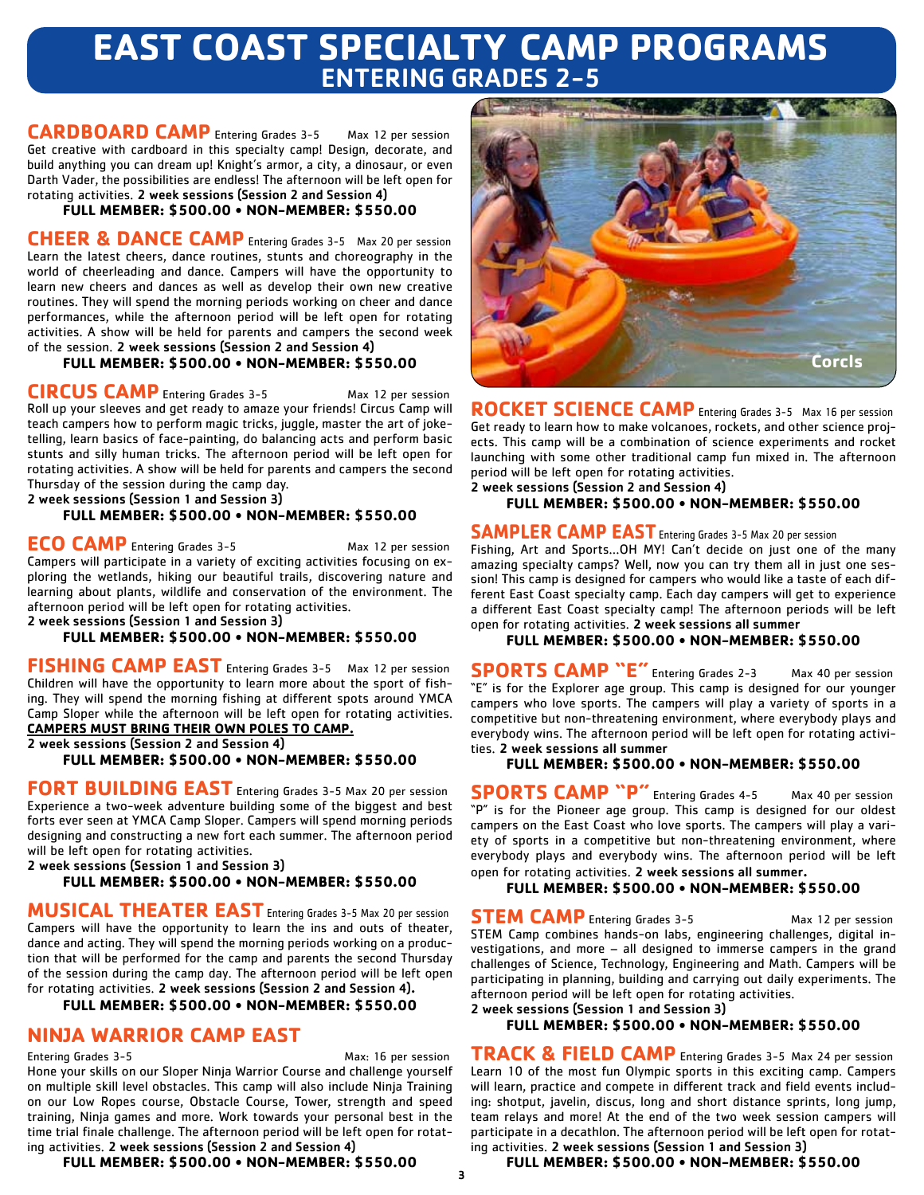# EAST COAST SPECIALTY CAMP PROGRAMS
## ENTERING GRADES 2-5

### CARDBOARD CAMP
Entering Grades 3-5 Max 12 per session

Get creative with cardboard in this specialty camp! Design, decorate, and build anything you can dream up! Knight's armor, a city, a dinosaur, or even Darth Vader, the possibilities are endless! The afternoon will be left open for rotating activities. **2 week sessions (Session 2 and Session 4)**

**FULL MEMBER: $500.00 • NON-MEMBER: $550.00**

### CHEER & DANCE CAMP
Entering Grades 3-5 Max 20 per session

Learn the latest cheers, dance routines, stunts and choreography in the world of cheerleading and dance. Campers will have the opportunity to learn new cheers and dances as well as develop their own new creative routines. They will spend the morning periods working on cheer and dance performances, while the afternoon period will be left open for rotating activities. A show will be held for parents and campers the second week of the session. **2 week sessions (Session 2 and Session 4)**

**FULL MEMBER: $500.00 • NON-MEMBER: $550.00**

### CIRCUS CAMP
Entering Grades 3-5 Max 12 per session

Roll up your sleeves and get ready to amaze your friends! Circus Camp will teach campers how to perform magic tricks, juggle, master the art of joke-telling, learn basics of face-painting, do balancing acts and perform basic stunts and silly human tricks. The afternoon period will be left open for rotating activities. A show will be held for parents and campers the second Thursday of the session during the camp day.

**2 week sessions (Session 1 and Session 3)**

**FULL MEMBER: $500.00 • NON-MEMBER: $550.00**

### ECO CAMP
Entering Grades 3-5 Max 12 per session

Campers will participate in a variety of exciting activities focusing on exploring the wetlands, hiking our beautiful trails, discovering nature and learning about plants, wildlife and conservation of the environment. The afternoon period will be left open for rotating activities.

**2 week sessions (Session 1 and Session 3)**

**FULL MEMBER: $500.00 • NON-MEMBER: $550.00**

### FISHING CAMP EAST
Entering Grades 3-5 Max 12 per session

Children will have the opportunity to learn more about the sport of fishing. They will spend the morning fishing at different spots around YMCA Camp Sloper while the afternoon will be left open for rotating activities.

**CAMPERS MUST BRING THEIR OWN POLES TO CAMP.**

**2 week sessions (Session 2 and Session 4)**

**FULL MEMBER: $500.00 • NON-MEMBER: $550.00**

### FORT BUILDING EAST
Entering Grades 3-5 Max 20 per session

Experience a two-week adventure building some of the biggest and best forts ever seen at YMCA Camp Sloper. Campers will spend morning periods designing and constructing a new fort each summer. The afternoon period will be left open for rotating activities.

**2 week sessions (Session 1 and Session 3)**

**FULL MEMBER: $500.00 • NON-MEMBER: $550.00**

### MUSICAL THEATER EAST
Entering Grades 3-5 Max 20 per session

Campers will have the opportunity to learn the ins and outs of theater, dance and acting. They will spend the morning periods working on a production that will be performed for the camp and parents the second Thursday of the session during the camp day. The afternoon period will be left open for rotating activities. **2 week sessions (Session 2 and Session 4).**

**FULL MEMBER: $500.00 • NON-MEMBER: $550.00**

### NINJA WARRIOR CAMP EAST
Entering Grades 3-5 Max: 16 per session

Hone your skills on our Sloper Ninja Warrior Course and challenge yourself on multiple skill level obstacles. This camp will also include Ninja Training on our Low Ropes course, Obstacle Course, Tower, strength and speed training, Ninja games and more. Work towards your personal best in the time trial finale challenge. The afternoon period will be left open for rotating activities. **2 week sessions (Session 2 and Session 4)**

**FULL MEMBER: $500.00 • NON-MEMBER: $550.00**

Corcls

### ROCKET SCIENCE CAMP
Entering Grades 3-5 Max 16 per session

Get ready to learn how to make volcanoes, rockets, and other science projects. This camp will be a combination of science experiments and rocket launching with some other traditional camp fun mixed in. The afternoon period will be left open for rotating activities.

**2 week sessions (Session 2 and Session 4)**

**FULL MEMBER: $500.00 • NON-MEMBER: $550.00**

### SAMPLER CAMP EAST
Entering Grades 3-5 Max 20 per session

Fishing, Art and Sports...OH MY! Can't decide on just one of the many amazing specialty camps? Well, now you can try them all in just one session! This camp is designed for campers who would like a taste of each different East Coast specialty camp. Each day campers will get to experience a different East Coast specialty camp! The afternoon periods will be left open for rotating activities. **2 week sessions all summer**

**FULL MEMBER: $500.00 • NON-MEMBER: $550.00**

### SPORTS CAMP "E"
Entering Grades 2-3 Max 40 per session

"E" is for the Explorer age group. This camp is designed for our younger campers who love sports. The campers will play a variety of sports in a competitive but non-threatening environment, where everybody plays and everybody wins. The afternoon period will be left open for rotating activities. **2 week sessions all summer**

**FULL MEMBER: $500.00 • NON-MEMBER: $550.00**

### SPORTS CAMP "P"
Entering Grades 4-5 Max 40 per session

"P" is for the Pioneer age group. This camp is designed for our oldest campers on the East Coast who love sports. The campers will play a variety of sports in a competitive but non-threatening environment, where everybody plays and everybody wins. The afternoon period will be left open for rotating activities. **2 week sessions all summer.**

**FULL MEMBER: $500.00 • NON-MEMBER: $550.00**

### STEM CAMP
Entering Grades 3-5 Max 12 per session

STEM Camp combines hands-on labs, engineering challenges, digital investigations, and more – all designed to immerse campers in the grand challenges of Science, Technology, Engineering and Math. Campers will be participating in planning, building and carrying out daily experiments. The afternoon period will be left open for rotating activities.

**2 week sessions (Session 1 and Session 3)**

**FULL MEMBER: $500.00 • NON-MEMBER: $550.00**

### TRACK & FIELD CAMP
Entering Grades 3-5 Max 24 per session

Learn 10 of the most fun Olympic sports in this exciting camp. Campers will learn, practice and compete in different track and field events including: shotput, javelin, discus, long and short distance sprints, long jump, team relays and more! At the end of the two week session campers will participate in a decathlon. The afternoon period will be left open for rotating activities. **2 week sessions (Session 1 and Session 3)**

**FULL MEMBER: $500.00 • NON-MEMBER: $550.00**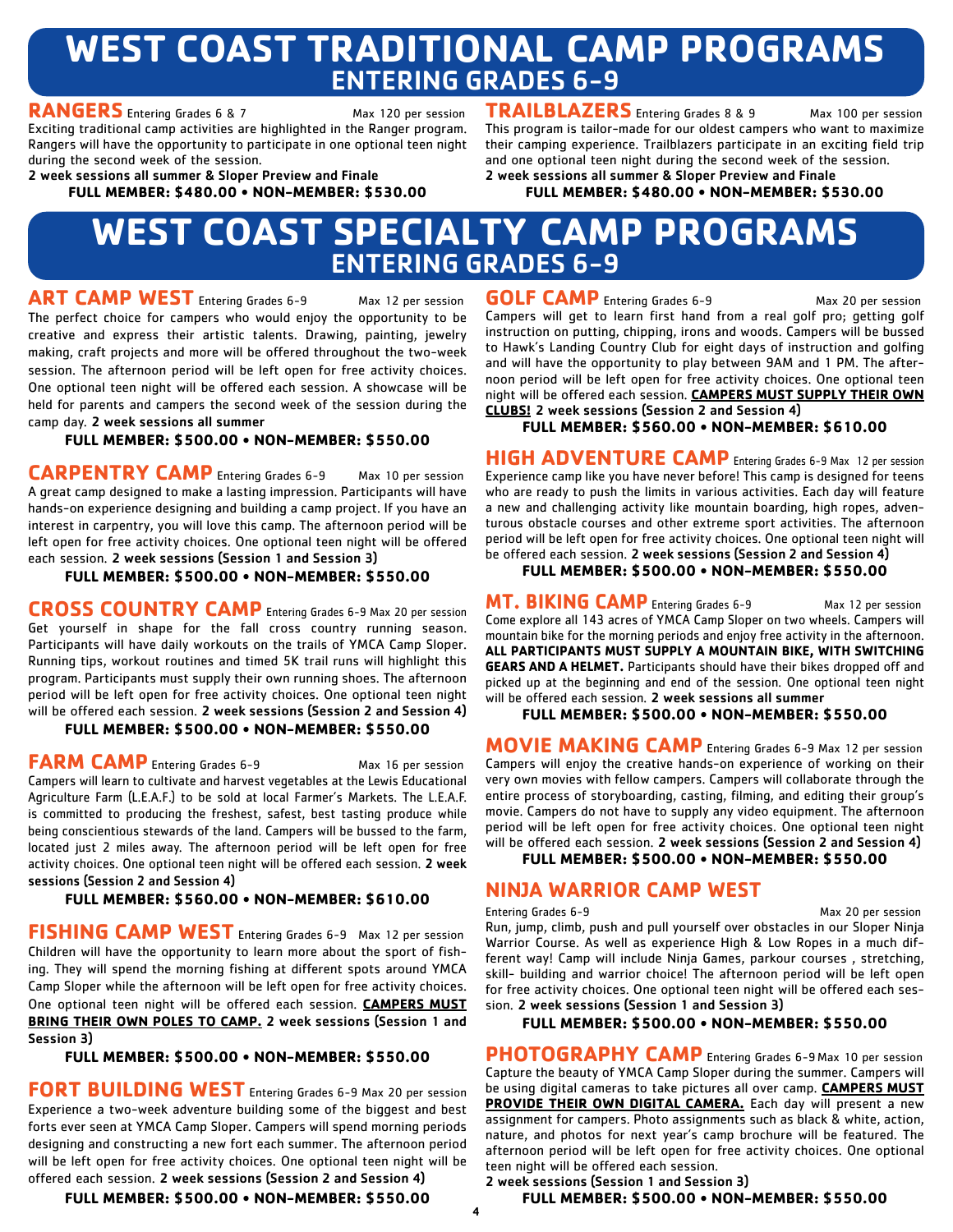# WEST COAST TRADITIONAL CAMP PROGRAMS
## ENTERING GRADES 6-9

### RANGERS Entering Grades 6 & 7 — Max 120 per session

Exciting traditional camp activities are highlighted in the Ranger program. Rangers will have the opportunity to participate in one optional teen night during the second week of the session.

**2 week sessions all summer & Sloper Preview and Finale**

**FULL MEMBER: $480.00 • NON-MEMBER: $530.00**

### TRAILBLAZERS Entering Grades 8 & 9 — Max 100 per session

This program is tailor-made for our oldest campers who want to maximize their camping experience. Trailblazers participate in an exciting field trip and one optional teen night during the second week of the session.

**2 week sessions all summer & Sloper Preview and Finale**

**FULL MEMBER: $480.00 • NON-MEMBER: $530.00**

# WEST COAST SPECIALTY CAMP PROGRAMS
## ENTERING GRADES 6-9

### ART CAMP WEST Entering Grades 6-9 — Max 12 per session

The perfect choice for campers who would enjoy the opportunity to be creative and express their artistic talents. Drawing, painting, jewelry making, craft projects and more will be offered throughout the two-week session. The afternoon period will be left open for free activity choices. One optional teen night will be offered each session. A showcase will be held for parents and campers the second week of the session during the camp day. **2 week sessions all summer**

**FULL MEMBER: $500.00 • NON-MEMBER: $550.00**

### CARPENTRY CAMP Entering Grades 6-9 — Max 10 per session

A great camp designed to make a lasting impression. Participants will have hands-on experience designing and building a camp project. If you have an interest in carpentry, you will love this camp. The afternoon period will be left open for free activity choices. One optional teen night will be offered each session. **2 week sessions (Session 1 and Session 3)**

**FULL MEMBER: $500.00 • NON-MEMBER: $550.00**

### CROSS COUNTRY CAMP Entering Grades 6-9 — Max 20 per session

Get yourself in shape for the fall cross country running season. Participants will have daily workouts on the trails of YMCA Camp Sloper. Running tips, workout routines and timed 5K trail runs will highlight this program. Participants must supply their own running shoes. The afternoon period will be left open for free activity choices. One optional teen night will be offered each session. **2 week sessions (Session 2 and Session 4)**

**FULL MEMBER: $500.00 • NON-MEMBER: $550.00**

### FARM CAMP Entering Grades 6-9 — Max 16 per session

Campers will learn to cultivate and harvest vegetables at the Lewis Educational Agriculture Farm (L.E.A.F.) to be sold at local Farmer's Markets. The L.E.A.F. is committed to producing the freshest, safest, best tasting produce while being conscientious stewards of the land. Campers will be bussed to the farm, located just 2 miles away. The afternoon period will be left open for free activity choices. One optional teen night will be offered each session. **2 week sessions (Session 2 and Session 4)**

**FULL MEMBER: $560.00 • NON-MEMBER: $610.00**

### FISHING CAMP WEST Entering Grades 6-9 — Max 12 per session

Children will have the opportunity to learn more about the sport of fishing. They will spend the morning fishing at different spots around YMCA Camp Sloper while the afternoon will be left open for free activity choices. One optional teen night will be offered each session. **CAMPERS MUST BRING THEIR OWN POLES TO CAMP.** **2 week sessions (Session 1 and Session 3)**

**FULL MEMBER: $500.00 • NON-MEMBER: $550.00**

### FORT BUILDING WEST Entering Grades 6-9 — Max 20 per session

Experience a two-week adventure building some of the biggest and best forts ever seen at YMCA Camp Sloper. Campers will spend morning periods designing and constructing a new fort each summer. The afternoon period will be left open for free activity choices. One optional teen night will be offered each session. **2 week sessions (Session 2 and Session 4)**

**FULL MEMBER: $500.00 • NON-MEMBER: $550.00**

### GOLF CAMP Entering Grades 6-9 — Max 20 per session

Campers will get to learn first hand from a real golf pro; getting golf instruction on putting, chipping, irons and woods. Campers will be bussed to Hawk's Landing Country Club for eight days of instruction and golfing and will have the opportunity to play between 9AM and 1 PM. The afternoon period will be left open for free activity choices. One optional teen night will be offered each session. **CAMPERS MUST SUPPLY THEIR OWN CLUBS!** **2 week sessions (Session 2 and Session 4)**

**FULL MEMBER: $560.00 • NON-MEMBER: $610.00**

### HIGH ADVENTURE CAMP Entering Grades 6-9 — Max 12 per session

Experience camp like you have never before! This camp is designed for teens who are ready to push the limits in various activities. Each day will feature a new and challenging activity like mountain boarding, high ropes, adventurous obstacle courses and other extreme sport activities. The afternoon period will be left open for free activity choices. One optional teen night will be offered each session. **2 week sessions (Session 2 and Session 4)**

**FULL MEMBER: $500.00 • NON-MEMBER: $550.00**

### MT. BIKING CAMP Entering Grades 6-9 — Max 12 per session

Come explore all 143 acres of YMCA Camp Sloper on two wheels. Campers will mountain bike for the morning periods and enjoy free activity in the afternoon. **ALL PARTICIPANTS MUST SUPPLY A MOUNTAIN BIKE, WITH SWITCHING GEARS AND A HELMET.** Participants should have their bikes dropped off and picked up at the beginning and end of the session. One optional teen night will be offered each session. **2 week sessions all summer**

**FULL MEMBER: $500.00 • NON-MEMBER: $550.00**

### MOVIE MAKING CAMP Entering Grades 6-9 — Max 12 per session

Campers will enjoy the creative hands-on experience of working on their very own movies with fellow campers. Campers will collaborate through the entire process of storyboarding, casting, filming, and editing their group's movie. Campers do not have to supply any video equipment. The afternoon period will be left open for free activity choices. One optional teen night will be offered each session. **2 week sessions (Session 2 and Session 4)**

**FULL MEMBER: $500.00 • NON-MEMBER: $550.00**

### NINJA WARRIOR CAMP WEST Entering Grades 6-9 — Max 20 per session

Run, jump, climb, push and pull yourself over obstacles in our Sloper Ninja Warrior Course. As well as experience High & Low Ropes in a much different way! Camp will include Ninja Games, parkour courses , stretching, skill- building and warrior choice! The afternoon period will be left open for free activity choices. One optional teen night will be offered each session. **2 week sessions (Session 1 and Session 3)**

**FULL MEMBER: $500.00 • NON-MEMBER: $550.00**

### PHOTOGRAPHY CAMP Entering Grades 6-9 — Max 10 per session

Capture the beauty of YMCA Camp Sloper during the summer. Campers will be using digital cameras to take pictures all over camp. **CAMPERS MUST PROVIDE THEIR OWN DIGITAL CAMERA.** Each day will present a new assignment for campers. Photo assignments such as black & white, action, nature, and photos for next year's camp brochure will be featured. The afternoon period will be left open for free activity choices. One optional teen night will be offered each session.

**2 week sessions (Session 1 and Session 3)**

**FULL MEMBER: $500.00 • NON-MEMBER: $550.00**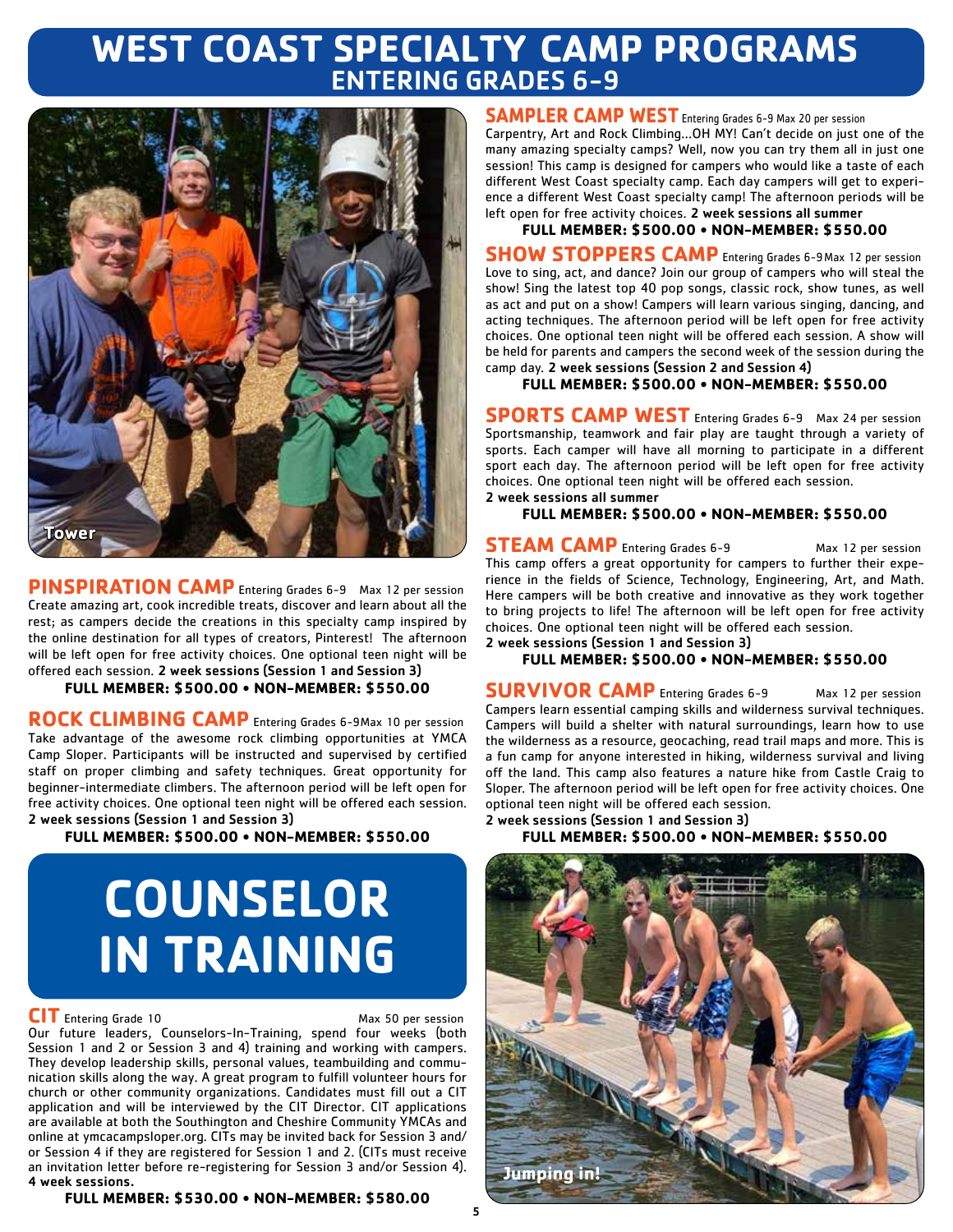# WEST COAST SPECIALTY CAMP PROGRAMS
## ENTERING GRADES 6-9

Tower

### PINSPIRATION CAMP
Entering Grades 6-9 Max 12 per session

Create amazing art, cook incredible treats, discover and learn about all the rest; as campers decide the creations in this specialty camp inspired by the online destination for all types of creators, Pinterest! The afternoon will be left open for free activity choices. One optional teen night will be offered each session. **2 week sessions (Session 1 and Session 3)**

**FULL MEMBER: $500.00 • NON-MEMBER: $550.00**

### ROCK CLIMBING CAMP
Entering Grades 6-9 Max 10 per session

Take advantage of the awesome rock climbing opportunities at YMCA Camp Sloper. Participants will be instructed and supervised by certified staff on proper climbing and safety techniques. Great opportunity for beginner-intermediate climbers. The afternoon period will be left open for free activity choices. One optional teen night will be offered each session.
**2 week sessions (Session 1 and Session 3)**

**FULL MEMBER: $500.00 • NON-MEMBER: $550.00**

# COUNSELOR IN TRAINING

### CIT
Entering Grade 10 Max 50 per session

Our future leaders, Counselors-In-Training, spend four weeks (both Session 1 and 2 or Session 3 and 4) training and working with campers. They develop leadership skills, personal values, teambuilding and communication skills along the way. A great program to fulfill volunteer hours for church or other community organizations. Candidates must fill out a CIT application and will be interviewed by the CIT Director. CIT applications are available at both the Southington and Cheshire Community YMCAs and online at ymcacampsloper.org. CITs may be invited back for Session 3 and/or Session 4 if they are registered for Session 1 and 2. (CITs must receive an invitation letter before re-registering for Session 3 and/or Session 4).
**4 week sessions.**

**FULL MEMBER: $530.00 • NON-MEMBER: $580.00**

### SAMPLER CAMP WEST
Entering Grades 6-9 Max 20 per session

Carpentry, Art and Rock Climbing...OH MY! Can't decide on just one of the many amazing specialty camps? Well, now you can try them all in just one session! This camp is designed for campers who would like a taste of each different West Coast specialty camp. Each day campers will get to experience a different West Coast specialty camp! The afternoon periods will be left open for free activity choices. **2 week sessions all summer**

**FULL MEMBER: $500.00 • NON-MEMBER: $550.00**

### SHOW STOPPERS CAMP
Entering Grades 6-9 Max 12 per session

Love to sing, act, and dance? Join our group of campers who will steal the show! Sing the latest top 40 pop songs, classic rock, show tunes, as well as act and put on a show! Campers will learn various singing, dancing, and acting techniques. The afternoon period will be left open for free activity choices. One optional teen night will be offered each session. A show will be held for parents and campers the second week of the session during the camp day. **2 week sessions (Session 2 and Session 4)**

**FULL MEMBER: $500.00 • NON-MEMBER: $550.00**

### SPORTS CAMP WEST
Entering Grades 6-9 Max 24 per session

Sportsmanship, teamwork and fair play are taught through a variety of sports. Each camper will have all morning to participate in a different sport each day. The afternoon period will be left open for free activity choices. One optional teen night will be offered each session.
**2 week sessions all summer**

**FULL MEMBER: $500.00 • NON-MEMBER: $550.00**

### STEAM CAMP
Entering Grades 6-9 Max 12 per session

This camp offers a great opportunity for campers to further their experience in the fields of Science, Technology, Engineering, Art, and Math. Here campers will be both creative and innovative as they work together to bring projects to life! The afternoon will be left open for free activity choices. One optional teen night will be offered each session.
**2 week sessions (Session 1 and Session 3)**

**FULL MEMBER: $500.00 • NON-MEMBER: $550.00**

### SURVIVOR CAMP
Entering Grades 6-9 Max 12 per session

Campers learn essential camping skills and wilderness survival techniques. Campers will build a shelter with natural surroundings, learn how to use the wilderness as a resource, geocaching, read trail maps and more. This is a fun camp for anyone interested in hiking, wilderness survival and living off the land. This camp also features a nature hike from Castle Craig to Sloper. The afternoon period will be left open for free activity choices. One optional teen night will be offered each session.
**2 week sessions (Session 1 and Session 3)**

**FULL MEMBER: $500.00 • NON-MEMBER: $550.00**

Jumping in!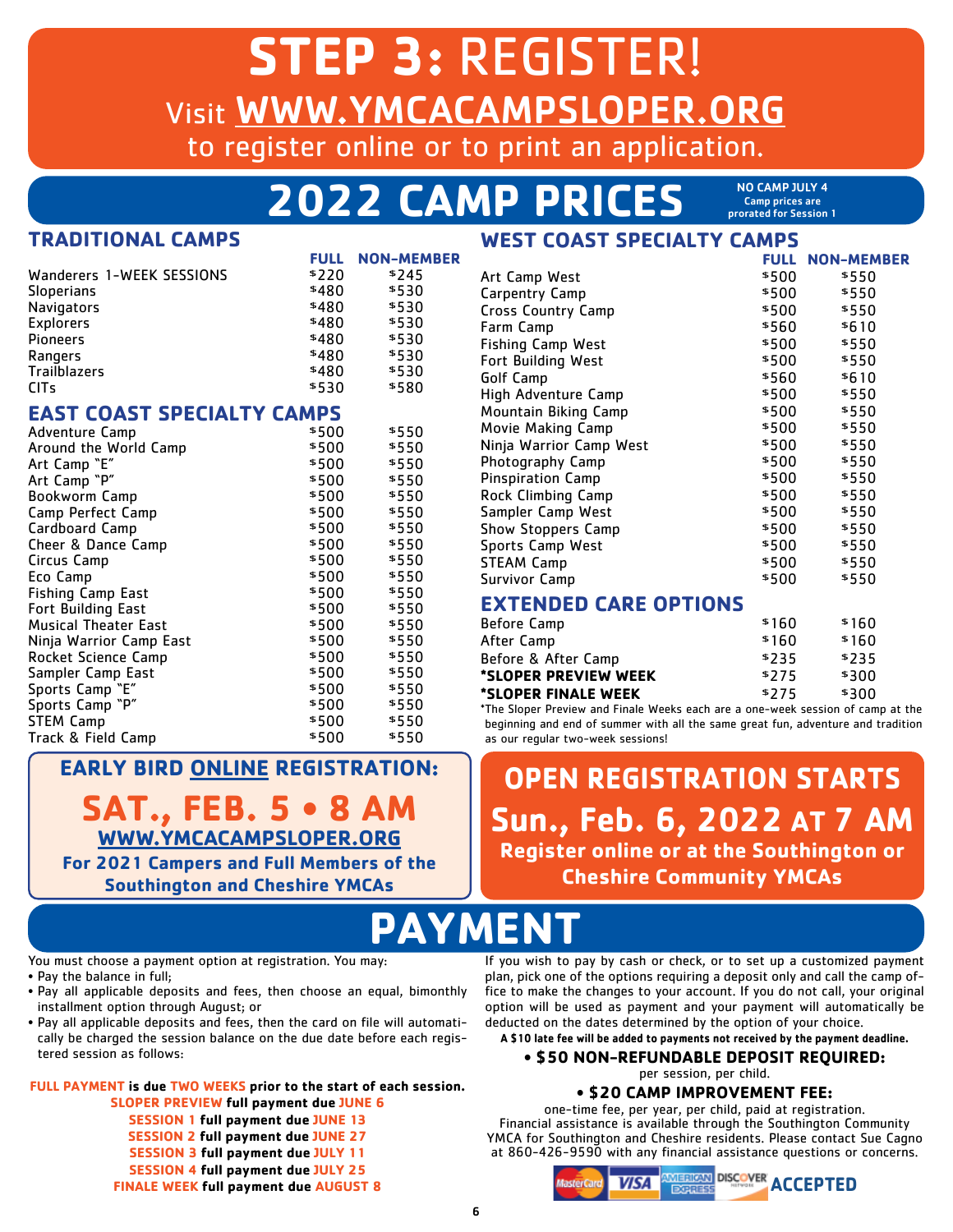# STEP 3: REGISTER!

## Visit WWW.YMCACAMPSLOPER.ORG to register online or to print an application.

# 2022 CAMP PRICES

NO CAMP JULY 4
Camp prices are prorated for Session 1

## TRADITIONAL CAMPS

| | FULL | NON-MEMBER |
|---|---|---|
| Wanderers 1-WEEK SESSIONS | $220 | $245 |
| Sloperians | $480 | $530 |
| Navigators | $480 | $530 |
| Explorers | $480 | $530 |
| Pioneers | $480 | $530 |
| Rangers | $480 | $530 |
| Trailblazers | $480 | $530 |
| CITs | $530 | $580 |

## EAST COAST SPECIALTY CAMPS

| | FULL | NON-MEMBER |
|---|---|---|
| Adventure Camp | $500 | $550 |
| Around the World Camp | $500 | $550 |
| Art Camp "E" | $500 | $550 |
| Art Camp "P" | $500 | $550 |
| Bookworm Camp | $500 | $550 |
| Camp Perfect Camp | $500 | $550 |
| Cardboard Camp | $500 | $550 |
| Cheer & Dance Camp | $500 | $550 |
| Circus Camp | $500 | $550 |
| Eco Camp | $500 | $550 |
| Fishing Camp East | $500 | $550 |
| Fort Building East | $500 | $550 |
| Musical Theater East | $500 | $550 |
| Ninja Warrior Camp East | $500 | $550 |
| Rocket Science Camp | $500 | $550 |
| Sampler Camp East | $500 | $550 |
| Sports Camp "E" | $500 | $550 |
| Sports Camp "P" | $500 | $550 |
| STEM Camp | $500 | $550 |
| Track & Field Camp | $500 | $550 |

## WEST COAST SPECIALTY CAMPS

| | FULL | NON-MEMBER |
|---|---|---|
| Art Camp West | $500 | $550 |
| Carpentry Camp | $500 | $550 |
| Cross Country Camp | $500 | $550 |
| Farm Camp | $560 | $610 |
| Fishing Camp West | $500 | $550 |
| Fort Building West | $500 | $550 |
| Golf Camp | $560 | $610 |
| High Adventure Camp | $500 | $550 |
| Mountain Biking Camp | $500 | $550 |
| Movie Making Camp | $500 | $550 |
| Ninja Warrior Camp West | $500 | $550 |
| Photography Camp | $500 | $550 |
| Pinspiration Camp | $500 | $550 |
| Rock Climbing Camp | $500 | $550 |
| Sampler Camp West | $500 | $550 |
| Show Stoppers Camp | $500 | $550 |
| Sports Camp West | $500 | $550 |
| STEAM Camp | $500 | $550 |
| Survivor Camp | $500 | $550 |

## EXTENDED CARE OPTIONS

| | FULL | NON-MEMBER |
|---|---|---|
| Before Camp | $160 | $160 |
| After Camp | $160 | $160 |
| Before & After Camp | $235 | $235 |
| **\*SLOPER PREVIEW WEEK** | $275 | $300 |
| **\*SLOPER FINALE WEEK** | $275 | $300 |

*The Sloper Preview and Finale Weeks each are a one-week session of camp at the beginning and end of summer with all the same great fun, adventure and tradition as our regular two-week sessions!

### EARLY BIRD ONLINE REGISTRATION:

**SAT., FEB. 5 • 8 AM**

**WWW.YMCACAMPSLOPER.ORG**

**For 2021 Campers and Full Members of the Southington and Cheshire YMCAs**

### OPEN REGISTRATION STARTS

**Sun., Feb. 6, 2022 AT 7 AM**

**Register online or at the Southington or Cheshire Community YMCAs**

# PAYMENT

You must choose a payment option at registration. You may:

- Pay the balance in full;
- Pay all applicable deposits and fees, then choose an equal, bimonthly installment option through August; or
- Pay all applicable deposits and fees, then the card on file will automatically be charged the session balance on the due date before each registered session as follows:

**FULL PAYMENT is due TWO WEEKS prior to the start of each session.**
**SLOPER PREVIEW full payment due JUNE 6**
**SESSION 1 full payment due JUNE 13**
**SESSION 2 full payment due JUNE 27**
**SESSION 3 full payment due JULY 11**
**SESSION 4 full payment due JULY 25**
**FINALE WEEK full payment due AUGUST 8**

If you wish to pay by cash or check, or to set up a customized payment plan, pick one of the options requiring a deposit only and call the camp office to make the changes to your account. If you do not call, your original option will be used as payment and your payment will automatically be deducted on the dates determined by the option of your choice.

**A $10 late fee will be added to payments not received by the payment deadline.**

**• $50 NON-REFUNDABLE DEPOSIT REQUIRED:**
per session, per child.

**• $20 CAMP IMPROVEMENT FEE:**
one-time fee, per year, per child, paid at registration.

Financial assistance is available through the Southington Community YMCA for Southington and Cheshire residents. Please contact Sue Cagno at 860-426-9590 with any financial assistance questions or concerns.

MasterCard VISA AMERICAN EXPRESS DISCOVER **ACCEPTED**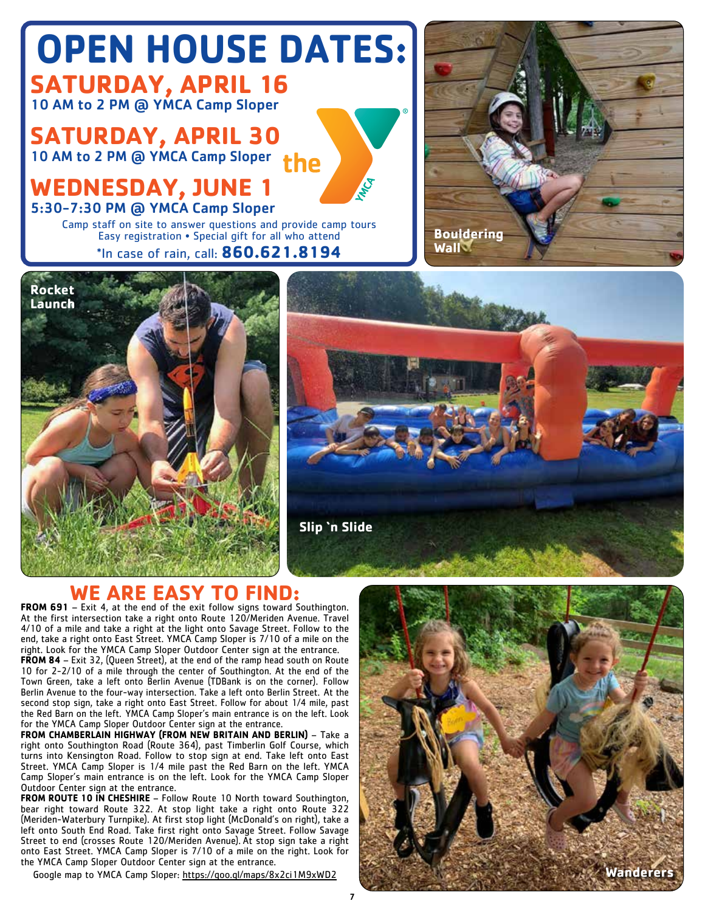# OPEN HOUSE DATES:

## SATURDAY, APRIL 16

**10 AM to 2 PM @ YMCA Camp Sloper**

## SATURDAY, APRIL 30

**10 AM to 2 PM @ YMCA Camp Sloper**

## WEDNESDAY, JUNE 1

**5:30-7:30 PM @ YMCA Camp Sloper**

Camp staff on site to answer questions and provide camp tours
Easy registration • Special gift for all who attend

*In case of rain, call: **860.621.8194**

the YMCA

Bouldering Wall

Rocket Launch

Slip 'n Slide

## WE ARE EASY TO FIND:

**FROM 691** – Exit 4, at the end of the exit follow signs toward Southington. At the first intersection take a right onto Route 120/Meriden Avenue. Travel 4/10 of a mile and take a right at the light onto Savage Street. Follow to the end, take a right onto East Street. YMCA Camp Sloper is 7/10 of a mile on the right. Look for the YMCA Camp Sloper Outdoor Center sign at the entrance.

**FROM 84** – Exit 32, (Queen Street), at the end of the ramp head south on Route 10 for 2-2/10 of a mile through the center of Southington. At the end of the Town Green, take a left onto Berlin Avenue (TDBank is on the corner). Follow Berlin Avenue to the four-way intersection. Take a left onto Berlin Street. At the second stop sign, take a right onto East Street. Follow for about 1/4 mile, past the Red Barn on the left. YMCA Camp Sloper's main entrance is on the left. Look for the YMCA Camp Sloper Outdoor Center sign at the entrance.

**FROM CHAMBERLAIN HIGHWAY (FROM NEW BRITAIN AND BERLIN)** – Take a right onto Southington Road (Route 364), past Timberlin Golf Course, which turns into Kensington Road. Follow to stop sign at end. Take left onto East Street. YMCA Camp Sloper is 1/4 mile past the Red Barn on the left. YMCA Camp Sloper's main entrance is on the left. Look for the YMCA Camp Sloper Outdoor Center sign at the entrance.

**FROM ROUTE 10 IN CHESHIRE** – Follow Route 10 North toward Southington, bear right toward Route 322. At stop light take a right onto Route 322 (Meriden-Waterbury Turnpike). At first stop light (McDonald's on right), take a left onto South End Road. Take first right onto Savage Street. Follow Savage Street to end (crosses Route 120/Meriden Avenue). At stop sign take a right onto East Street. YMCA Camp Sloper is 7/10 of a mile on the right. Look for the YMCA Camp Sloper Outdoor Center sign at the entrance.

Google map to YMCA Camp Sloper: https://goo.gl/maps/8x2ci1M9xWD2

Wanderers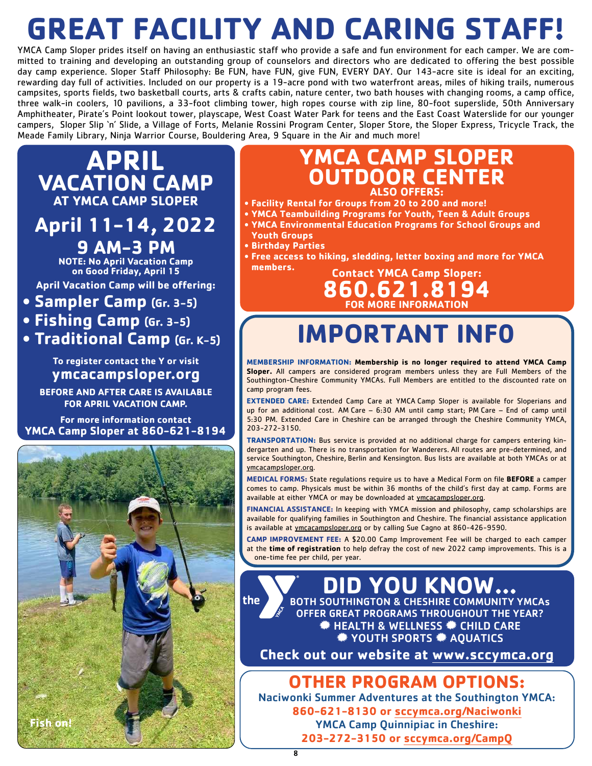# GREAT FACILITY AND CARING STAFF!

YMCA Camp Sloper prides itself on having an enthusiastic staff who provide a safe and fun environment for each camper. We are committed to training and developing an outstanding group of counselors and directors who are dedicated to offering the best possible day camp experience. Sloper Staff Philosophy: Be FUN, have FUN, give FUN, EVERY DAY. Our 143-acre site is ideal for an exciting, rewarding day full of activities. Included on our property is a 19-acre pond with two waterfront areas, miles of hiking trails, numerous campsites, sports fields, two basketball courts, arts & crafts cabin, nature center, two bath houses with changing rooms, a camp office, three walk-in coolers, 10 pavilions, a 33-foot climbing tower, high ropes course with zip line, 80-foot superslide, 50th Anniversary Amphitheater, Pirate's Point lookout tower, playscape, West Coast Water Park for teens and the East Coast Waterslide for our younger campers, Sloper Slip 'n' Slide, a Village of Forts, Melanie Rossini Program Center, Sloper Store, the Sloper Express, Tricycle Track, the Meade Family Library, Ninja Warrior Course, Bouldering Area, 9 Square in the Air and much more!

## APRIL VACATION CAMP
### AT YMCA CAMP SLOPER

**April 11-14, 2022**

**9 AM-3 PM**

**NOTE: No April Vacation Camp on Good Friday, April 15**

**April Vacation Camp will be offering:**

- **Sampler Camp** (Gr. 3-5)
- **Fishing Camp** (Gr. 3-5)
- **Traditional Camp** (Gr. K-5)

**To register contact the Y or visit ymcacampsloper.org**

**BEFORE AND AFTER CARE IS AVAILABLE FOR APRIL VACATION CAMP.**

**For more information contact YMCA Camp Sloper at 860-621-8194**

Fish on!

## YMCA CAMP SLOPER OUTDOOR CENTER
### ALSO OFFERS:

- **Facility Rental for Groups from 20 to 200 and more!**
- **YMCA Teambuilding Programs for Youth, Teen & Adult Groups**
- **YMCA Environmental Education Programs for School Groups and Youth Groups**
- **Birthday Parties**
- **Free access to hiking, sledding, letter boxing and more for YMCA members.**

**Contact YMCA Camp Sloper:**

**860.621.8194**

**FOR MORE INFORMATION**

## IMPORTANT INFO

**MEMBERSHIP INFORMATION: Membership is no longer required to attend YMCA Camp Sloper.** All campers are considered program members unless they are Full Members of the Southington-Cheshire Community YMCAs. Full Members are entitled to the discounted rate on camp program fees.

**EXTENDED CARE:** Extended Camp Care at YMCA Camp Sloper is available for Sloperians and up for an additional cost. AM Care – 6:30 AM until camp start; PM Care – End of camp until 5:30 PM. Extended Care in Cheshire can be arranged through the Cheshire Community YMCA, 203-272-3150.

**TRANSPORTATION:** Bus service is provided at no additional charge for campers entering kindergarten and up. There is no transportation for Wanderers. All routes are pre-determined, and service Southington, Cheshire, Berlin and Kensington. Bus lists are available at both YMCAs or at ymcacampsloper.org.

**MEDICAL FORMS:** State regulations require us to have a Medical Form on file **BEFORE** a camper comes to camp. Physicals must be within 36 months of the child's first day at camp. Forms are available at either YMCA or may be downloaded at ymcacampsloper.org.

**FINANCIAL ASSISTANCE:** In keeping with YMCA mission and philosophy, camp scholarships are available for qualifying families in Southington and Cheshire. The financial assistance application is available at ymcacampsloper.org or by calling Sue Cagno at 860-426-9590.

**CAMP IMPROVEMENT FEE:** A $20.00 Camp Improvement Fee will be charged to each camper at the **time of registration** to help defray the cost of new 2022 camp improvements. This is a one-time fee per child, per year.

## DID YOU KNOW...

**BOTH SOUTHINGTON & CHESHIRE COMMUNITY YMCAs OFFER GREAT PROGRAMS THROUGHOUT THE YEAR?**

HEALTH & WELLNESS • CHILD CARE • YOUTH SPORTS • AQUATICS

**Check out our website at www.sccymca.org**

## OTHER PROGRAM OPTIONS:

**Naciwonki Summer Adventures at the Southington YMCA:**
**860-621-8130 or sccymca.org/Naciwonki**

**YMCA Camp Quinnipiac in Cheshire:**
**203-272-3150 or sccymca.org/CampQ**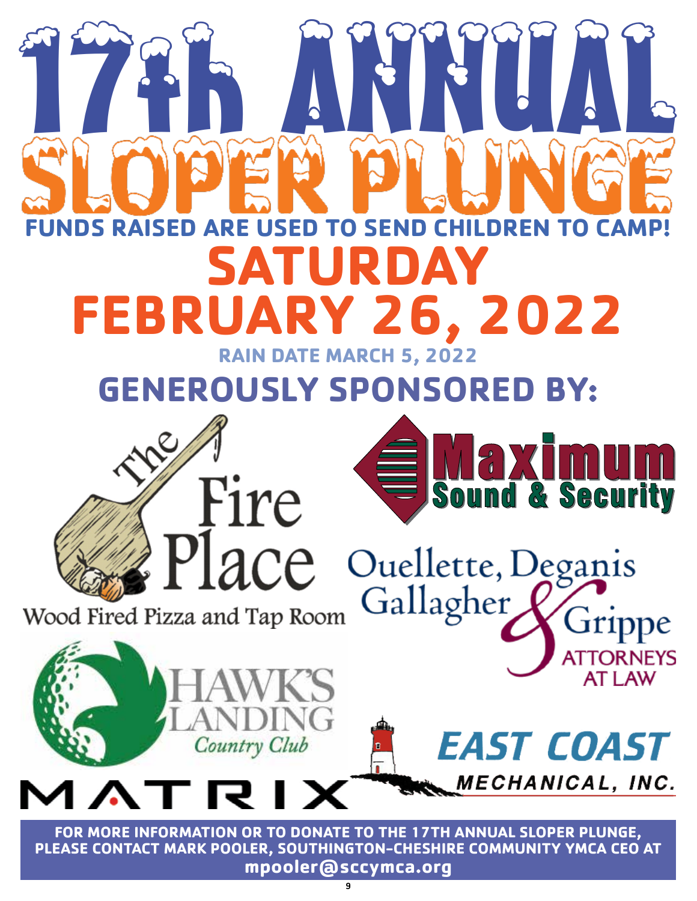# 17th ANNUAL SLOPER PLUNGE

**FUNDS RAISED ARE USED TO SEND CHILDREN TO CAMP!**

## SATURDAY FEBRUARY 26, 2022

**RAIN DATE MARCH 5, 2022**

## GENEROUSLY SPONSORED BY:

The Fire Place
Wood Fired Pizza and Tap Room

Maximum Sound & Security

Ouellette, Deganis Gallagher & Grippe
ATTORNEYS AT LAW

HAWK'S LANDING Country Club

MATRIX

EAST COAST MECHANICAL, INC.

**FOR MORE INFORMATION OR TO DONATE TO THE 17TH ANNUAL SLOPER PLUNGE, PLEASE CONTACT MARK POOLER, SOUTHINGTON-CHESHIRE COMMUNITY YMCA CEO AT mpooler@sccymca.org**